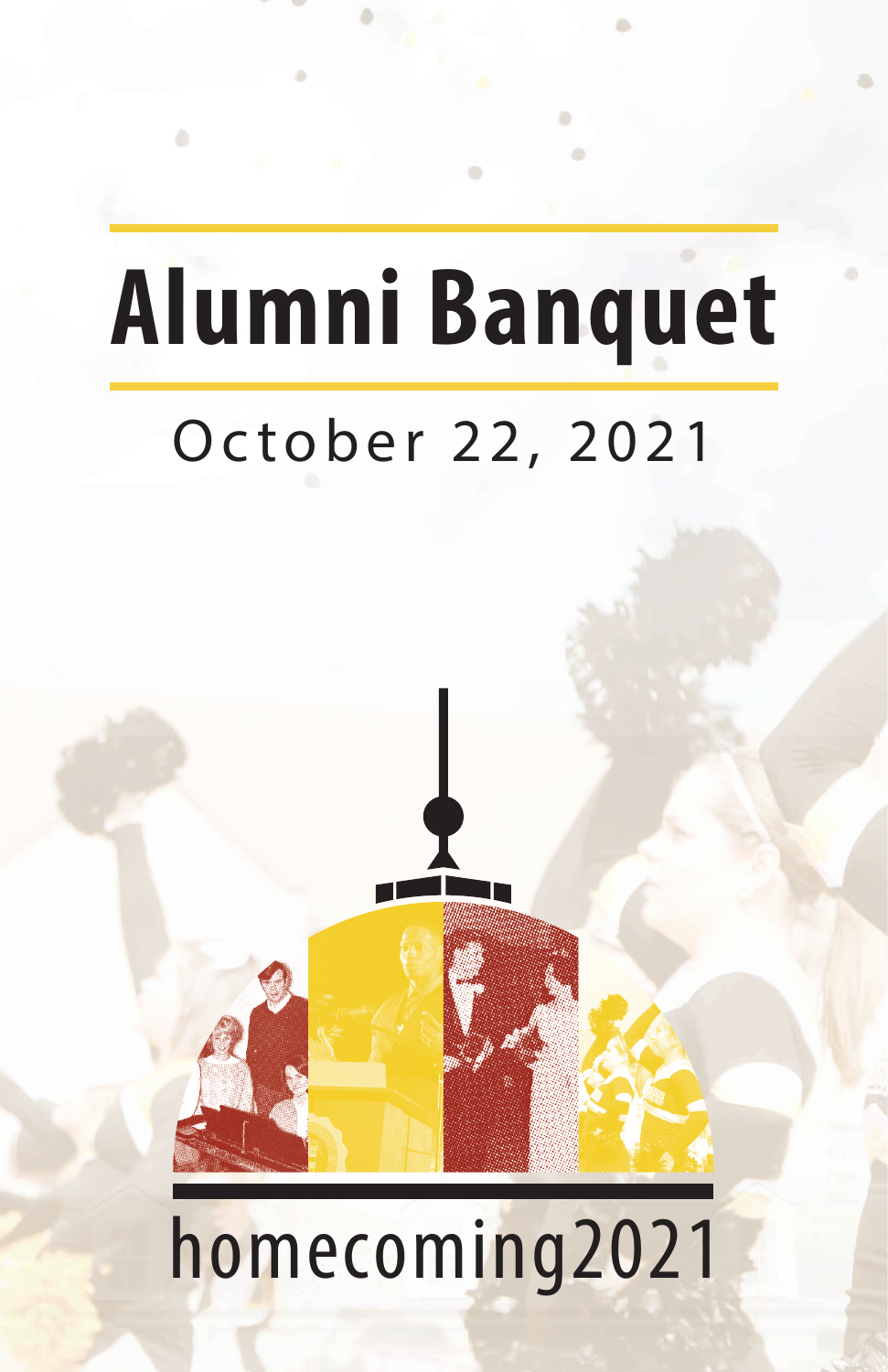# Alumni Banquet

October 22, 2021

homecoming2021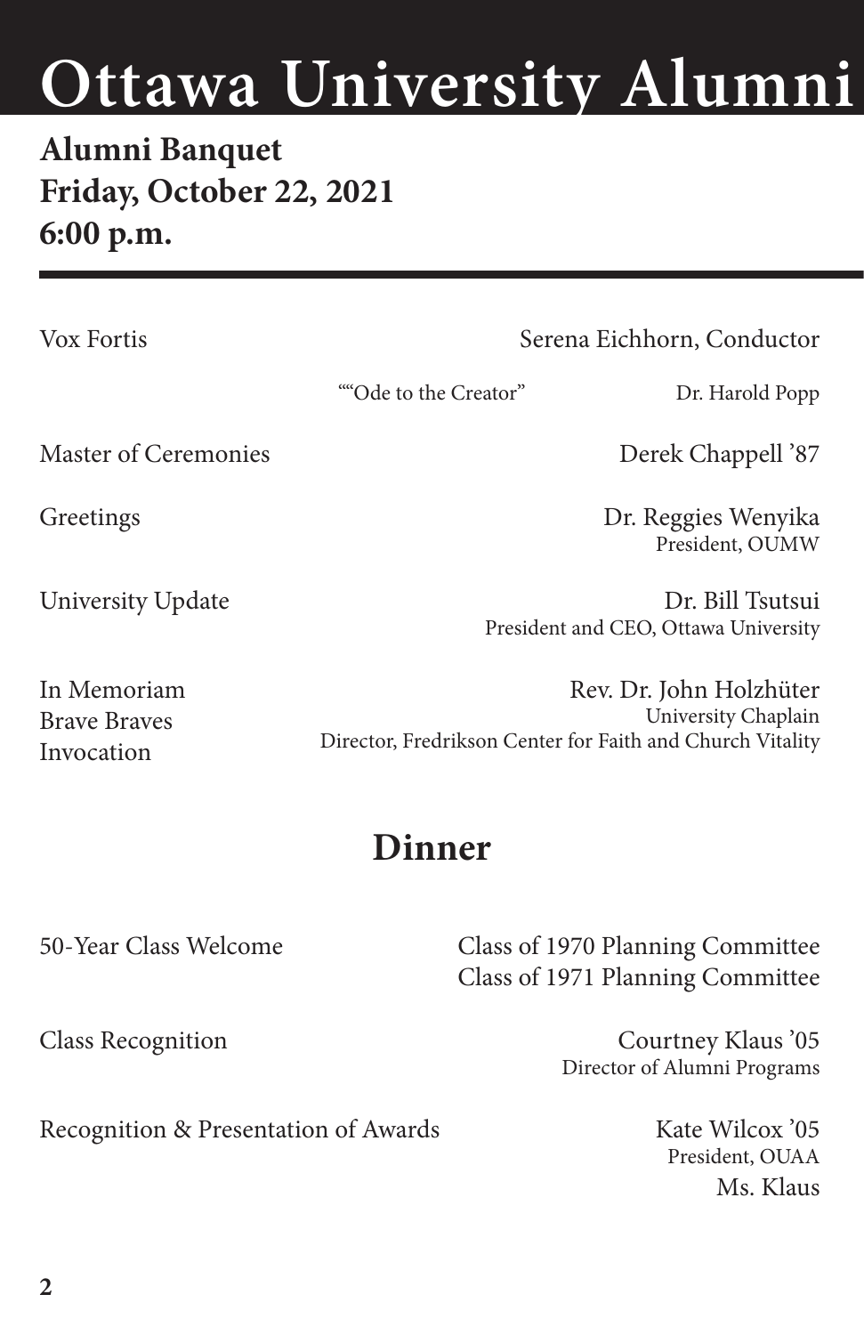# Ottawa University Alumni

**Alumni Banquet**
**Friday, October 22, 2021**
**6:00 p.m.**

---

Vox Fortis — Serena Eichhorn, Conductor

""Ode to the Creator" — Dr. Harold Popp

Master of Ceremonies — Derek Chappell '87

Greetings — Dr. Reggies Wenyika
President, OUMW

University Update — Dr. Bill Tsutsui
President and CEO, Ottawa University

In Memoriam
Brave Braves
Invocation — Rev. Dr. John Holzhüter
University Chaplain
Director, Fredrikson Center for Faith and Church Vitality

## Dinner

50-Year Class Welcome — Class of 1970 Planning Committee
Class of 1971 Planning Committee

Class Recognition — Courtney Klaus '05
Director of Alumni Programs

Recognition & Presentation of Awards — Kate Wilcox '05
President, OUAA
Ms. Klaus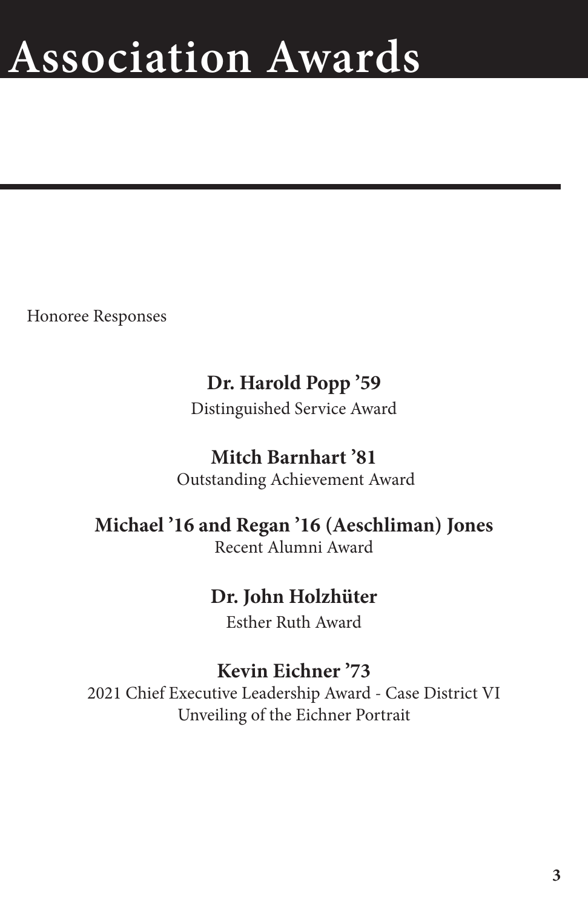# Association Awards

Honoree Responses

**Dr. Harold Popp ’59**
Distinguished Service Award

**Mitch Barnhart ’81**
Outstanding Achievement Award

**Michael ’16 and Regan ’16 (Aeschliman) Jones**
Recent Alumni Award

**Dr. John Holzhüter**
Esther Ruth Award

**Kevin Eichner ’73**
2021 Chief Executive Leadership Award - Case District VI
Unveiling of the Eichner Portrait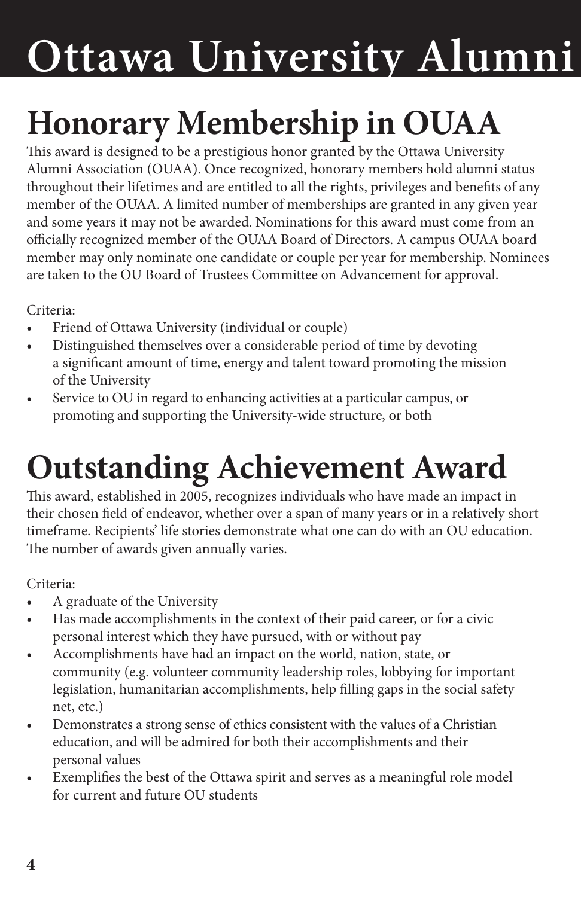# Ottawa University Alumni

## Honorary Membership in OUAA

This award is designed to be a prestigious honor granted by the Ottawa University Alumni Association (OUAA). Once recognized, honorary members hold alumni status throughout their lifetimes and are entitled to all the rights, privileges and benefits of any member of the OUAA. A limited number of memberships are granted in any given year and some years it may not be awarded. Nominations for this award must come from an officially recognized member of the OUAA Board of Directors. A campus OUAA board member may only nominate one candidate or couple per year for membership. Nominees are taken to the OU Board of Trustees Committee on Advancement for approval.

Criteria:

- Friend of Ottawa University (individual or couple)
- Distinguished themselves over a considerable period of time by devoting a significant amount of time, energy and talent toward promoting the mission of the University
- Service to OU in regard to enhancing activities at a particular campus, or promoting and supporting the University-wide structure, or both

## Outstanding Achievement Award

This award, established in 2005, recognizes individuals who have made an impact in their chosen field of endeavor, whether over a span of many years or in a relatively short timeframe. Recipients' life stories demonstrate what one can do with an OU education. The number of awards given annually varies.

Criteria:

- A graduate of the University
- Has made accomplishments in the context of their paid career, or for a civic personal interest which they have pursued, with or without pay
- Accomplishments have had an impact on the world, nation, state, or community (e.g. volunteer community leadership roles, lobbying for important legislation, humanitarian accomplishments, help filling gaps in the social safety net, etc.)
- Demonstrates a strong sense of ethics consistent with the values of a Christian education, and will be admired for both their accomplishments and their personal values
- Exemplifies the best of the Ottawa spirit and serves as a meaningful role model for current and future OU students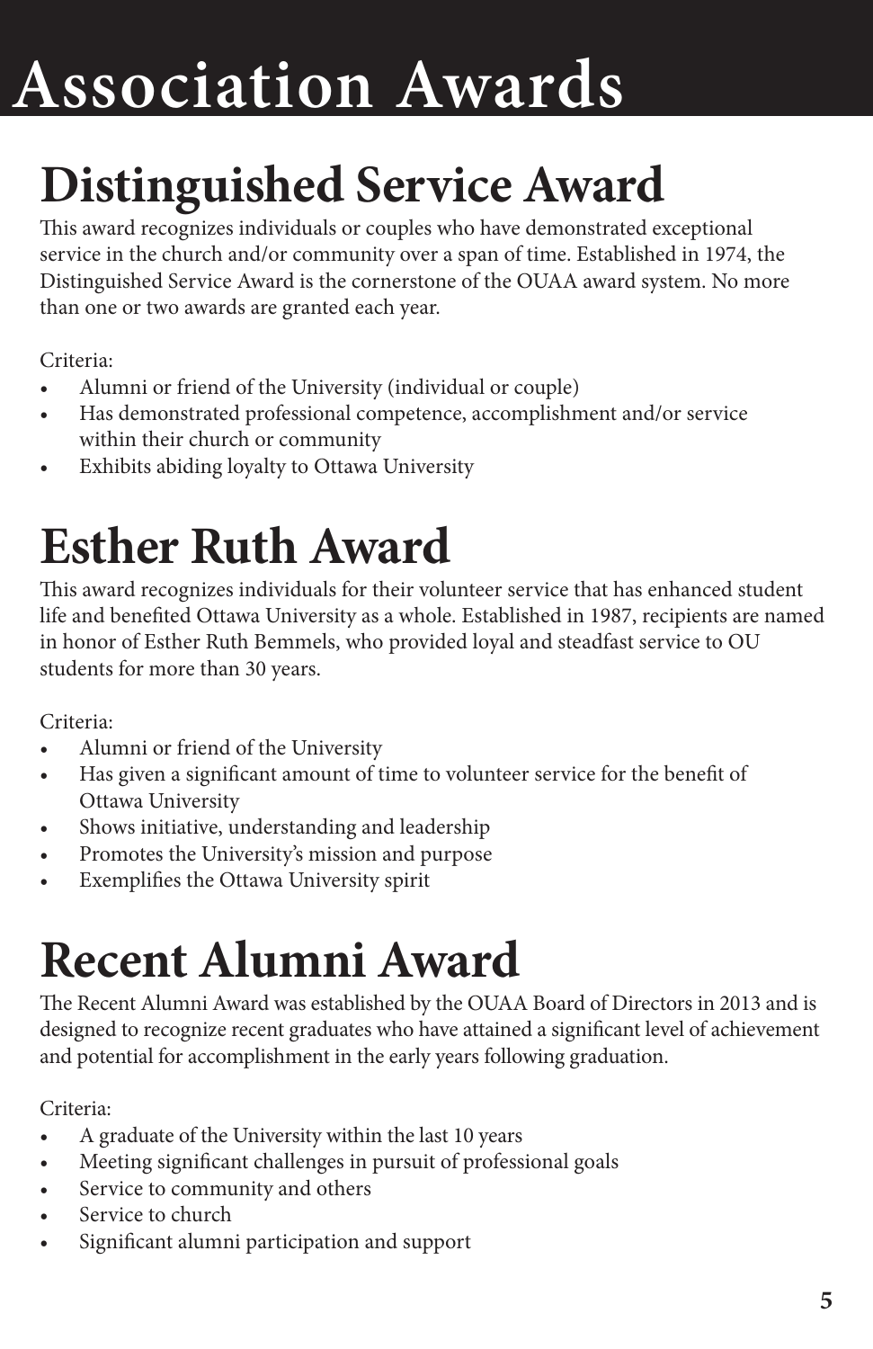# Association Awards

## Distinguished Service Award

This award recognizes individuals or couples who have demonstrated exceptional service in the church and/or community over a span of time. Established in 1974, the Distinguished Service Award is the cornerstone of the OUAA award system. No more than one or two awards are granted each year.

Criteria:

- Alumni or friend of the University (individual or couple)
- Has demonstrated professional competence, accomplishment and/or service within their church or community
- Exhibits abiding loyalty to Ottawa University

## Esther Ruth Award

This award recognizes individuals for their volunteer service that has enhanced student life and benefited Ottawa University as a whole. Established in 1987, recipients are named in honor of Esther Ruth Bemmels, who provided loyal and steadfast service to OU students for more than 30 years.

Criteria:

- Alumni or friend of the University
- Has given a significant amount of time to volunteer service for the benefit of Ottawa University
- Shows initiative, understanding and leadership
- Promotes the University's mission and purpose
- Exemplifies the Ottawa University spirit

## Recent Alumni Award

The Recent Alumni Award was established by the OUAA Board of Directors in 2013 and is designed to recognize recent graduates who have attained a significant level of achievement and potential for accomplishment in the early years following graduation.

Criteria:

- A graduate of the University within the last 10 years
- Meeting significant challenges in pursuit of professional goals
- Service to community and others
- Service to church
- Significant alumni participation and support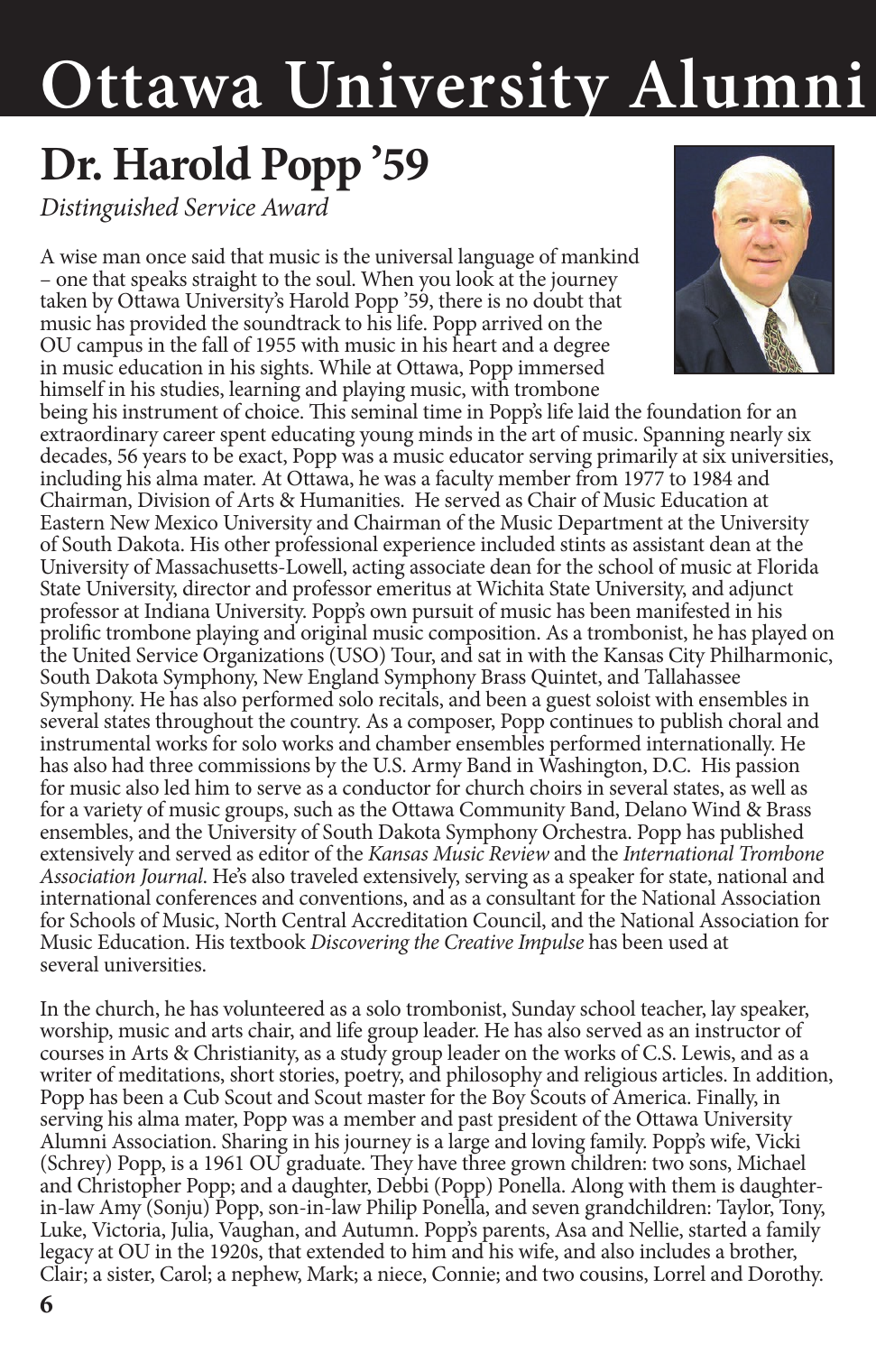# Ottawa University Alumni

## Dr. Harold Popp '59

*Distinguished Service Award*

A wise man once said that music is the universal language of mankind – one that speaks straight to the soul. When you look at the journey taken by Ottawa University's Harold Popp '59, there is no doubt that music has provided the soundtrack to his life. Popp arrived on the OU campus in the fall of 1955 with music in his heart and a degree in music education in his sights. While at Ottawa, Popp immersed himself in his studies, learning and playing music, with trombone being his instrument of choice. This seminal time in Popp's life laid the foundation for an extraordinary career spent educating young minds in the art of music. Spanning nearly six decades, 56 years to be exact, Popp was a music educator serving primarily at six universities, including his alma mater. At Ottawa, he was a faculty member from 1977 to 1984 and Chairman, Division of Arts & Humanities. He served as Chair of Music Education at Eastern New Mexico University and Chairman of the Music Department at the University of South Dakota. His other professional experience included stints as assistant dean at the University of Massachusetts-Lowell, acting associate dean for the school of music at Florida State University, director and professor emeritus at Wichita State University, and adjunct professor at Indiana University. Popp's own pursuit of music has been manifested in his prolific trombone playing and original music composition. As a trombonist, he has played on the United Service Organizations (USO) Tour, and sat in with the Kansas City Philharmonic, South Dakota Symphony, New England Symphony Brass Quintet, and Tallahassee Symphony. He has also performed solo recitals, and been a guest soloist with ensembles in several states throughout the country. As a composer, Popp continues to publish choral and instrumental works for solo works and chamber ensembles performed internationally. He has also had three commissions by the U.S. Army Band in Washington, D.C. His passion for music also led him to serve as a conductor for church choirs in several states, as well as for a variety of music groups, such as the Ottawa Community Band, Delano Wind & Brass ensembles, and the University of South Dakota Symphony Orchestra. Popp has published extensively and served as editor of the *Kansas Music Review* and the *International Trombone Association Journal*. He's also traveled extensively, serving as a speaker for state, national and international conferences and conventions, and as a consultant for the National Association for Schools of Music, North Central Accreditation Council, and the National Association for Music Education. His textbook *Discovering the Creative Impulse* has been used at several universities.

In the church, he has volunteered as a solo trombonist, Sunday school teacher, lay speaker, worship, music and arts chair, and life group leader. He has also served as an instructor of courses in Arts & Christianity, as a study group leader on the works of C.S. Lewis, and as a writer of meditations, short stories, poetry, and philosophy and religious articles. In addition, Popp has been a Cub Scout and Scout master for the Boy Scouts of America. Finally, in serving his alma mater, Popp was a member and past president of the Ottawa University Alumni Association. Sharing in his journey is a large and loving family. Popp's wife, Vicki (Schrey) Popp, is a 1961 OU graduate. They have three grown children: two sons, Michael and Christopher Popp; and a daughter, Debbi (Popp) Ponella. Along with them is daughter-in-law Amy (Sonju) Popp, son-in-law Philip Ponella, and seven grandchildren: Taylor, Tony, Luke, Victoria, Julia, Vaughan, and Autumn. Popp's parents, Asa and Nellie, started a family legacy at OU in the 1920s, that extended to him and his wife, and also includes a brother, Clair; a sister, Carol; a nephew, Mark; a niece, Connie; and two cousins, Lorrel and Dorothy.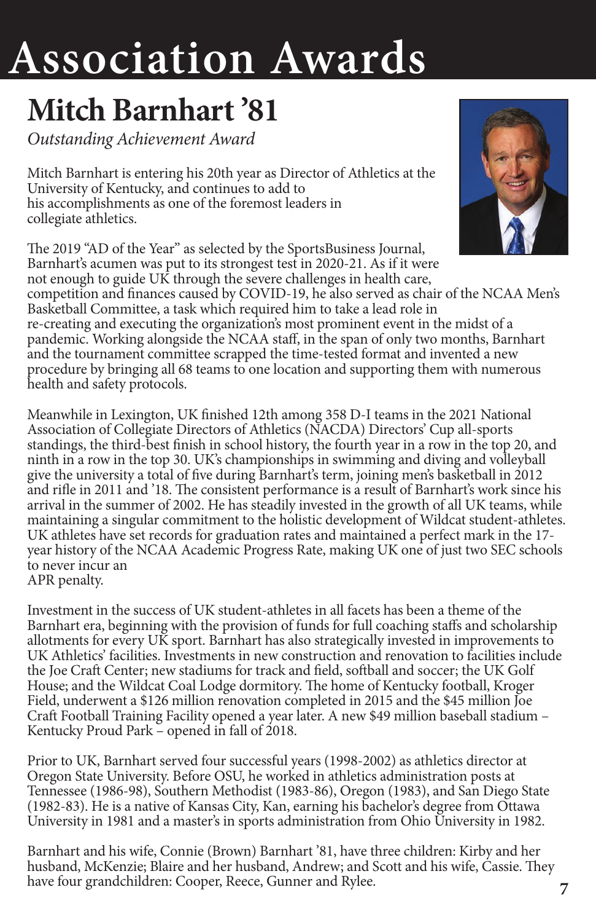# Association Awards

## Mitch Barnhart '81

*Outstanding Achievement Award*

Mitch Barnhart is entering his 20th year as Director of Athletics at the University of Kentucky, and continues to add to his accomplishments as one of the foremost leaders in collegiate athletics.

The 2019 "AD of the Year" as selected by the SportsBusiness Journal, Barnhart's acumen was put to its strongest test in 2020-21. As if it were not enough to guide UK through the severe challenges in health care, competition and finances caused by COVID-19, he also served as chair of the NCAA Men's Basketball Committee, a task which required him to take a lead role in re-creating and executing the organization's most prominent event in the midst of a pandemic. Working alongside the NCAA staff, in the span of only two months, Barnhart and the tournament committee scrapped the time-tested format and invented a new procedure by bringing all 68 teams to one location and supporting them with numerous health and safety protocols.

Meanwhile in Lexington, UK finished 12th among 358 D-I teams in the 2021 National Association of Collegiate Directors of Athletics (NACDA) Directors' Cup all-sports standings, the third-best finish in school history, the fourth year in a row in the top 20, and ninth in a row in the top 30. UK's championships in swimming and diving and volleyball give the university a total of five during Barnhart's term, joining men's basketball in 2012 and rifle in 2011 and '18. The consistent performance is a result of Barnhart's work since his arrival in the summer of 2002. He has steadily invested in the growth of all UK teams, while maintaining a singular commitment to the holistic development of Wildcat student-athletes. UK athletes have set records for graduation rates and maintained a perfect mark in the 17-year history of the NCAA Academic Progress Rate, making UK one of just two SEC schools to never incur an APR penalty.

Investment in the success of UK student-athletes in all facets has been a theme of the Barnhart era, beginning with the provision of funds for full coaching staffs and scholarship allotments for every UK sport. Barnhart has also strategically invested in improvements to UK Athletics' facilities. Investments in new construction and renovation to facilities include the Joe Craft Center; new stadiums for track and field, softball and soccer; the UK Golf House; and the Wildcat Coal Lodge dormitory. The home of Kentucky football, Kroger Field, underwent a $126 million renovation completed in 2015 and the $45 million Joe Craft Football Training Facility opened a year later. A new $49 million baseball stadium – Kentucky Proud Park – opened in fall of 2018.

Prior to UK, Barnhart served four successful years (1998-2002) as athletics director at Oregon State University. Before OSU, he worked in athletics administration posts at Tennessee (1986-98), Southern Methodist (1983-86), Oregon (1983), and San Diego State (1982-83). He is a native of Kansas City, Kan, earning his bachelor's degree from Ottawa University in 1981 and a master's in sports administration from Ohio University in 1982.

Barnhart and his wife, Connie (Brown) Barnhart '81, have three children: Kirby and her husband, McKenzie; Blaire and her husband, Andrew; and Scott and his wife, Cassie. They have four grandchildren: Cooper, Reece, Gunner and Rylee.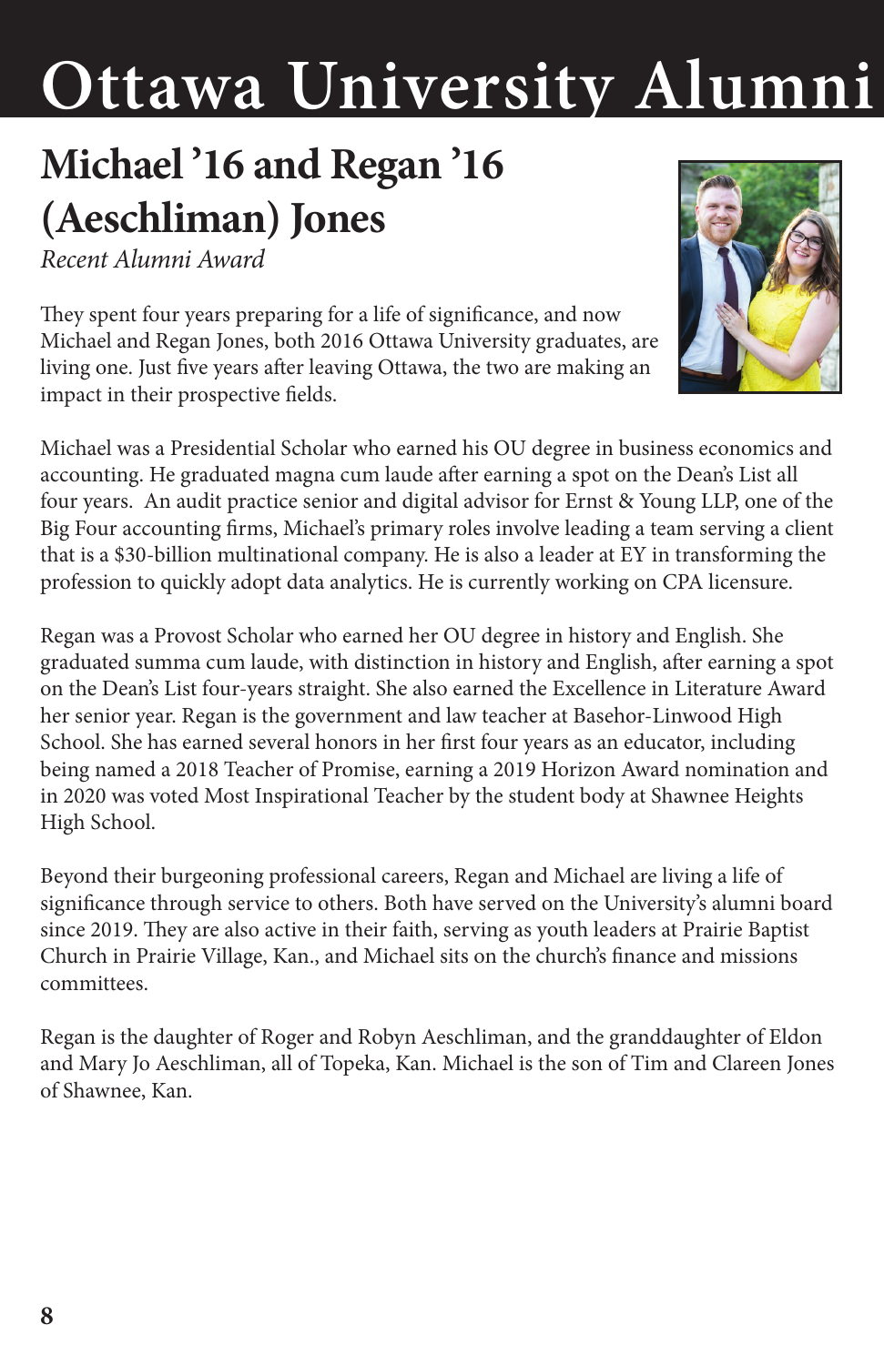# Ottawa University Alumni

## Michael '16 and Regan '16 (Aeschliman) Jones

*Recent Alumni Award*

They spent four years preparing for a life of significance, and now Michael and Regan Jones, both 2016 Ottawa University graduates, are living one. Just five years after leaving Ottawa, the two are making an impact in their prospective fields.

Michael was a Presidential Scholar who earned his OU degree in business economics and accounting. He graduated magna cum laude after earning a spot on the Dean's List all four years. An audit practice senior and digital advisor for Ernst & Young LLP, one of the Big Four accounting firms, Michael's primary roles involve leading a team serving a client that is a $30-billion multinational company. He is also a leader at EY in transforming the profession to quickly adopt data analytics. He is currently working on CPA licensure.

Regan was a Provost Scholar who earned her OU degree in history and English. She graduated summa cum laude, with distinction in history and English, after earning a spot on the Dean's List four-years straight. She also earned the Excellence in Literature Award her senior year. Regan is the government and law teacher at Basehor-Linwood High School. She has earned several honors in her first four years as an educator, including being named a 2018 Teacher of Promise, earning a 2019 Horizon Award nomination and in 2020 was voted Most Inspirational Teacher by the student body at Shawnee Heights High School.

Beyond their burgeoning professional careers, Regan and Michael are living a life of significance through service to others. Both have served on the University's alumni board since 2019. They are also active in their faith, serving as youth leaders at Prairie Baptist Church in Prairie Village, Kan., and Michael sits on the church's finance and missions committees.

Regan is the daughter of Roger and Robyn Aeschliman, and the granddaughter of Eldon and Mary Jo Aeschliman, all of Topeka, Kan. Michael is the son of Tim and Clareen Jones of Shawnee, Kan.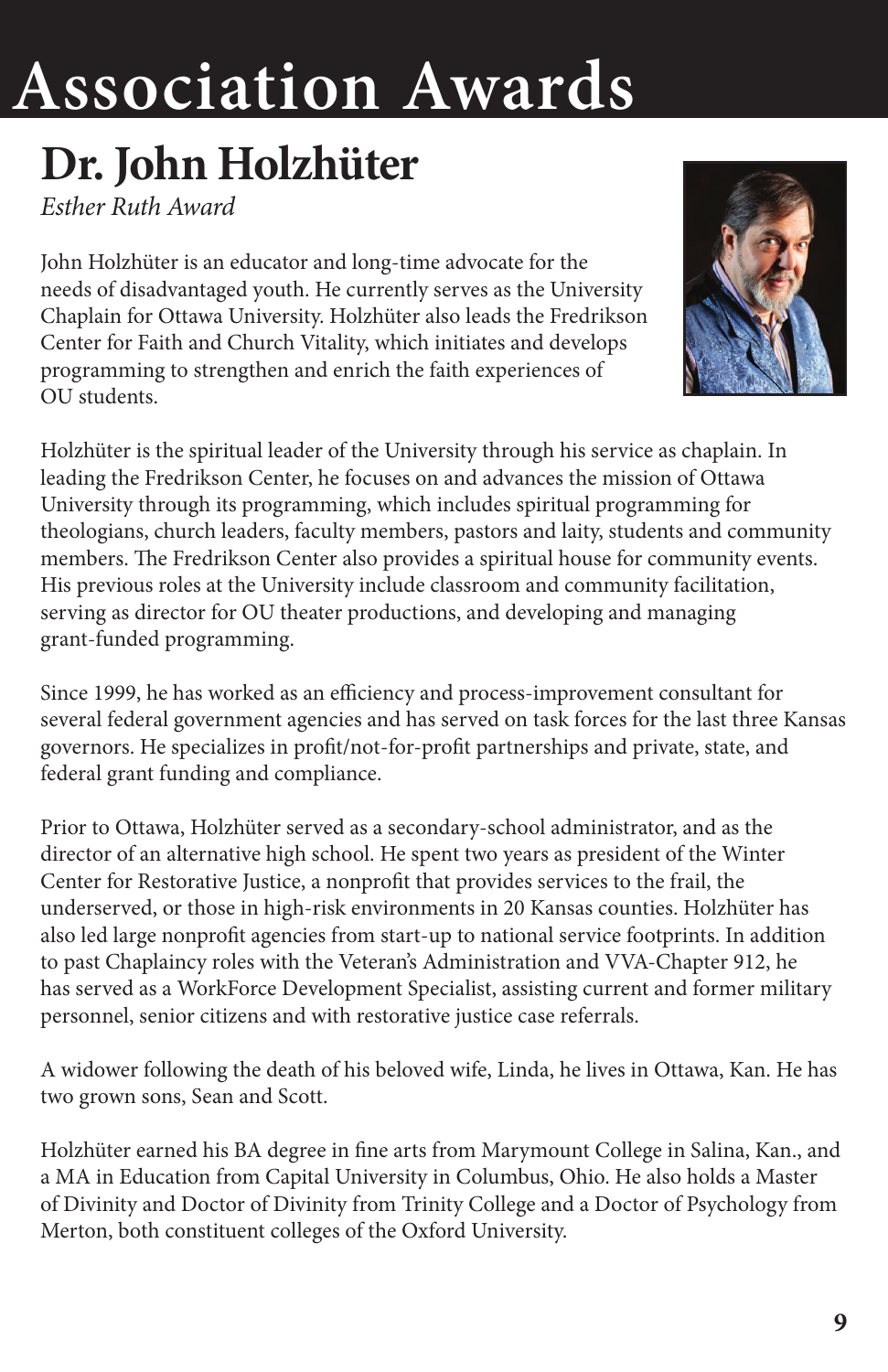# Association Awards

## Dr. John Holzhüter

*Esther Ruth Award*

John Holzhüter is an educator and long-time advocate for the needs of disadvantaged youth. He currently serves as the University Chaplain for Ottawa University. Holzhüter also leads the Fredrikson Center for Faith and Church Vitality, which initiates and develops programming to strengthen and enrich the faith experiences of OU students.

Holzhüter is the spiritual leader of the University through his service as chaplain. In leading the Fredrikson Center, he focuses on and advances the mission of Ottawa University through its programming, which includes spiritual programming for theologians, church leaders, faculty members, pastors and laity, students and community members. The Fredrikson Center also provides a spiritual house for community events. His previous roles at the University include classroom and community facilitation, serving as director for OU theater productions, and developing and managing grant-funded programming.

Since 1999, he has worked as an efficiency and process-improvement consultant for several federal government agencies and has served on task forces for the last three Kansas governors. He specializes in profit/not-for-profit partnerships and private, state, and federal grant funding and compliance.

Prior to Ottawa, Holzhüter served as a secondary-school administrator, and as the director of an alternative high school. He spent two years as president of the Winter Center for Restorative Justice, a nonprofit that provides services to the frail, the underserved, or those in high-risk environments in 20 Kansas counties. Holzhüter has also led large nonprofit agencies from start-up to national service footprints. In addition to past Chaplaincy roles with the Veteran's Administration and VVA-Chapter 912, he has served as a WorkForce Development Specialist, assisting current and former military personnel, senior citizens and with restorative justice case referrals.

A widower following the death of his beloved wife, Linda, he lives in Ottawa, Kan. He has two grown sons, Sean and Scott.

Holzhüter earned his BA degree in fine arts from Marymount College in Salina, Kan., and a MA in Education from Capital University in Columbus, Ohio. He also holds a Master of Divinity and Doctor of Divinity from Trinity College and a Doctor of Psychology from Merton, both constituent colleges of the Oxford University.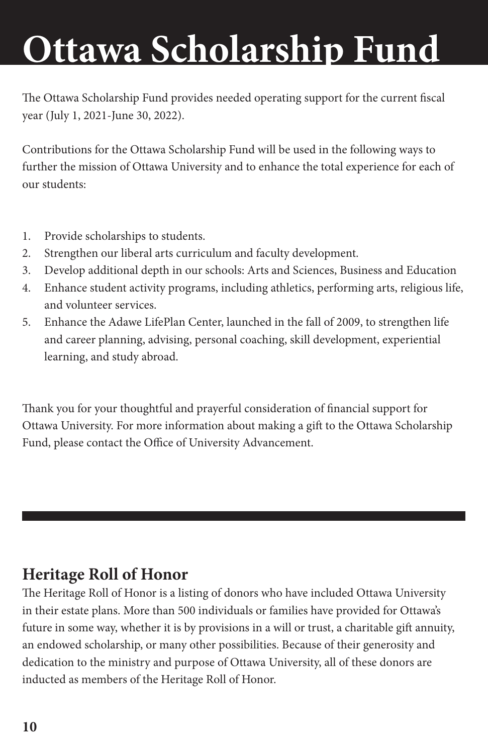# Ottawa Scholarship Fund

The Ottawa Scholarship Fund provides needed operating support for the current fiscal year (July 1, 2021-June 30, 2022).

Contributions for the Ottawa Scholarship Fund will be used in the following ways to further the mission of Ottawa University and to enhance the total experience for each of our students:

1. Provide scholarships to students.
2. Strengthen our liberal arts curriculum and faculty development.
3. Develop additional depth in our schools: Arts and Sciences, Business and Education
4. Enhance student activity programs, including athletics, performing arts, religious life, and volunteer services.
5. Enhance the Adawe LifePlan Center, launched in the fall of 2009, to strengthen life and career planning, advising, personal coaching, skill development, experiential learning, and study abroad.

Thank you for your thoughtful and prayerful consideration of financial support for Ottawa University. For more information about making a gift to the Ottawa Scholarship Fund, please contact the Office of University Advancement.

---

## Heritage Roll of Honor

The Heritage Roll of Honor is a listing of donors who have included Ottawa University in their estate plans. More than 500 individuals or families have provided for Ottawa's future in some way, whether it is by provisions in a will or trust, a charitable gift annuity, an endowed scholarship, or many other possibilities. Because of their generosity and dedication to the ministry and purpose of Ottawa University, all of these donors are inducted as members of the Heritage Roll of Honor.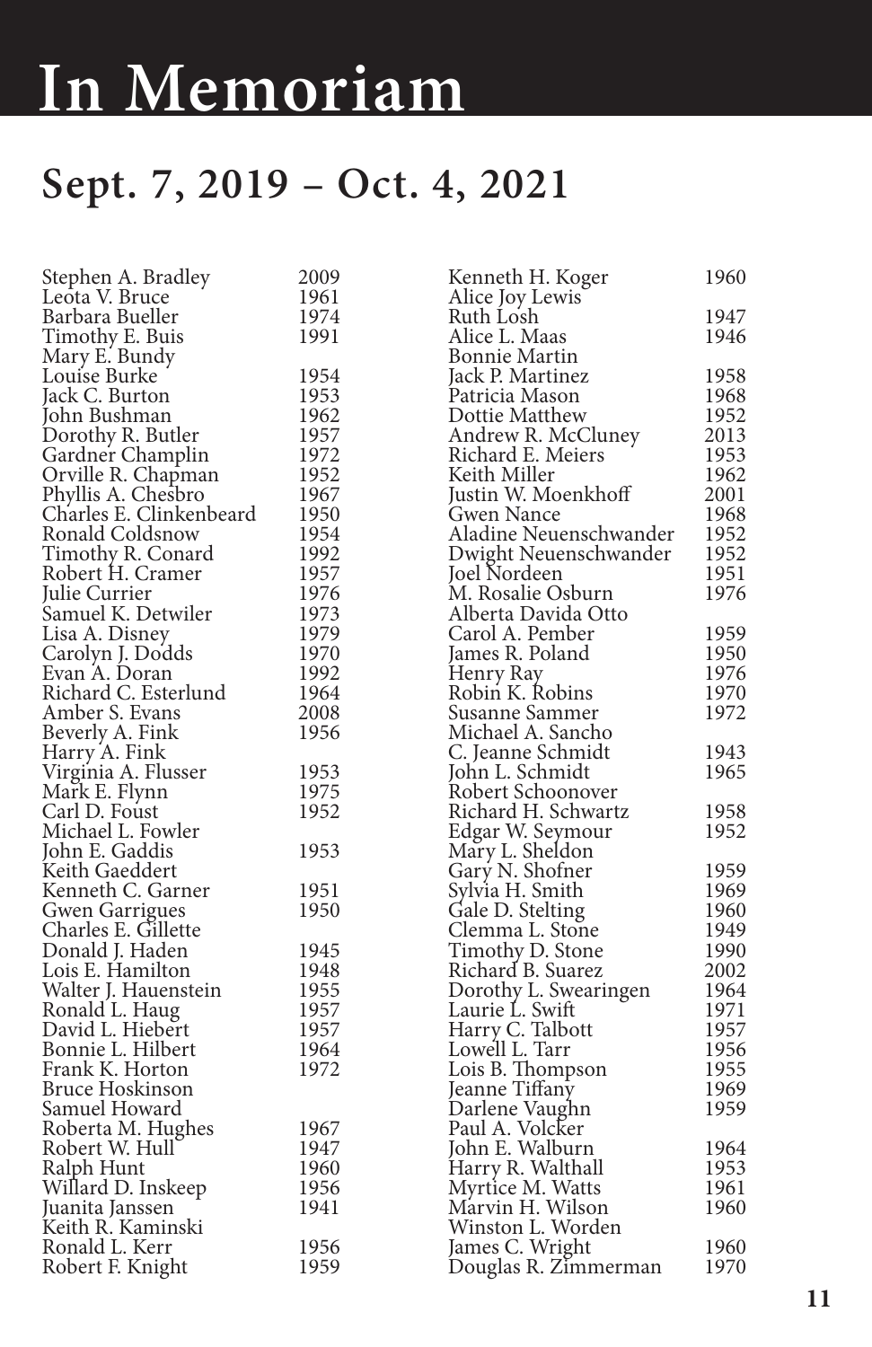# In Memoriam

## Sept. 7, 2019 – Oct. 4, 2021

| Name | Year |
|---|---|
| Stephen A. Bradley | 2009 |
| Leota V. Bruce | 1961 |
| Barbara Bueller | 1974 |
| Timothy E. Buis | 1991 |
| Mary E. Bundy | |
| Louise Burke | 1954 |
| Jack C. Burton | 1953 |
| John Bushman | 1962 |
| Dorothy R. Butler | 1957 |
| Gardner Champlin | 1972 |
| Orville R. Chapman | 1952 |
| Phyllis A. Chesbro | 1967 |
| Charles E. Clinkenbeard | 1950 |
| Ronald Coldsnow | 1954 |
| Timothy R. Conard | 1992 |
| Robert H. Cramer | 1957 |
| Julie Currier | 1976 |
| Samuel K. Detwiler | 1973 |
| Lisa A. Disney | 1979 |
| Carolyn J. Dodds | 1970 |
| Evan A. Doran | 1992 |
| Richard C. Esterlund | 1964 |
| Amber S. Evans | 2008 |
| Beverly A. Fink | 1956 |
| Harry A. Fink | |
| Virginia A. Flusser | 1953 |
| Mark E. Flynn | 1975 |
| Carl D. Foust | 1952 |
| Michael L. Fowler | |
| John E. Gaddis | 1953 |
| Keith Gaeddert | |
| Kenneth C. Garner | 1951 |
| Gwen Garrigues | 1950 |
| Charles E. Gillette | |
| Donald J. Haden | 1945 |
| Lois E. Hamilton | 1948 |
| Walter J. Hauenstein | 1955 |
| Ronald L. Haug | 1957 |
| David L. Hiebert | 1957 |
| Bonnie L. Hilbert | 1964 |
| Frank K. Horton | 1972 |
| Bruce Hoskinson | |
| Samuel Howard | |
| Roberta M. Hughes | 1967 |
| Robert W. Hull | 1947 |
| Ralph Hunt | 1960 |
| Willard D. Inskeep | 1956 |
| Juanita Janssen | 1941 |
| Keith R. Kaminski | |
| Ronald L. Kerr | 1956 |
| Robert F. Knight | 1959 |
| Kenneth H. Koger | 1960 |
| Alice Joy Lewis | |
| Ruth Losh | 1947 |
| Alice L. Maas | 1946 |
| Bonnie Martin | |
| Jack P. Martinez | 1958 |
| Patricia Mason | 1968 |
| Dottie Matthew | 1952 |
| Andrew R. McCluney | 2013 |
| Richard E. Meiers | 1953 |
| Keith Miller | 1962 |
| Justin W. Moenkhoff | 2001 |
| Gwen Nance | 1968 |
| Aladine Neuenschwander | 1952 |
| Dwight Neuenschwander | 1952 |
| Joel Nordeen | 1951 |
| M. Rosalie Osburn | 1976 |
| Alberta Davida Otto | |
| Carol A. Pember | 1959 |
| James R. Poland | 1950 |
| Henry Ray | 1976 |
| Robin K. Robins | 1970 |
| Susanne Sammer | 1972 |
| Michael A. Sancho | |
| C. Jeanne Schmidt | 1943 |
| John L. Schmidt | 1965 |
| Robert Schoonover | |
| Richard H. Schwartz | 1958 |
| Edgar W. Seymour | 1952 |
| Mary L. Sheldon | |
| Gary N. Shofner | 1959 |
| Sylvia H. Smith | 1969 |
| Gale D. Stelting | 1960 |
| Clemma L. Stone | 1949 |
| Timothy D. Stone | 1990 |
| Richard B. Suarez | 2002 |
| Dorothy L. Swearingen | 1964 |
| Laurie L. Swift | 1971 |
| Harry C. Talbott | 1957 |
| Lowell L. Tarr | 1956 |
| Lois B. Thompson | 1955 |
| Jeanne Tiffany | 1969 |
| Darlene Vaughn | 1959 |
| Paul A. Volcker | |
| John E. Walburn | 1964 |
| Harry R. Walthall | 1953 |
| Myrtice M. Watts | 1961 |
| Marvin H. Wilson | 1960 |
| Winston L. Worden | |
| James C. Wright | 1960 |
| Douglas R. Zimmerman | 1970 |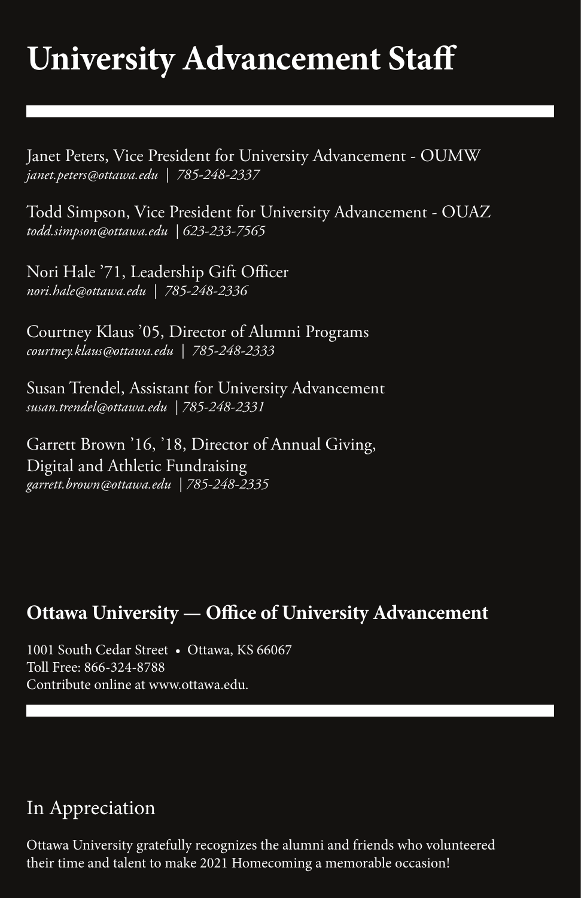# University Advancement Staff

Janet Peters, Vice President for University Advancement - OUMW
*janet.peters@ottawa.edu | 785-248-2337*

Todd Simpson, Vice President for University Advancement - OUAZ
*todd.simpson@ottawa.edu | 623-233-7565*

Nori Hale '71, Leadership Gift Officer
*nori.hale@ottawa.edu | 785-248-2336*

Courtney Klaus '05, Director of Alumni Programs
*courtney.klaus@ottawa.edu | 785-248-2333*

Susan Trendel, Assistant for University Advancement
*susan.trendel@ottawa.edu | 785-248-2331*

Garrett Brown '16, '18, Director of Annual Giving, Digital and Athletic Fundraising
*garrett.brown@ottawa.edu | 785-248-2335*

## Ottawa University — Office of University Advancement

1001 South Cedar Street • Ottawa, KS 66067
Toll Free: 866-324-8788
Contribute online at www.ottawa.edu.

## In Appreciation

Ottawa University gratefully recognizes the alumni and friends who volunteered their time and talent to make 2021 Homecoming a memorable occasion!